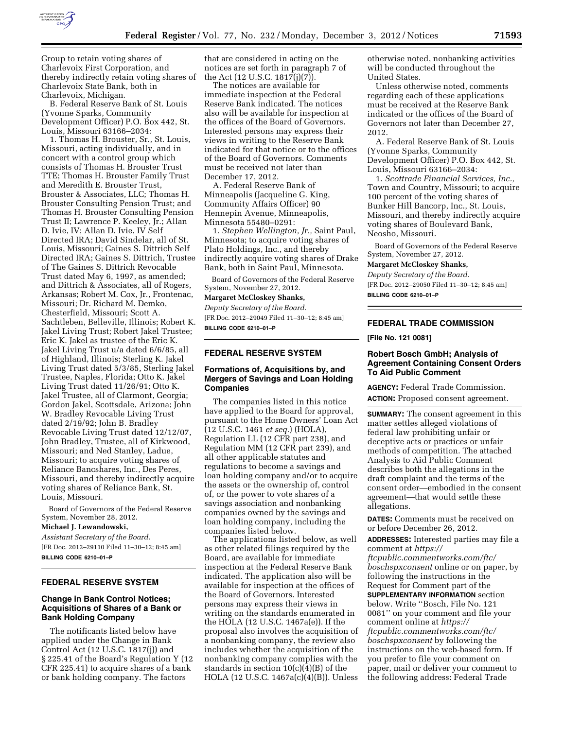Group to retain voting shares of Charlevoix First Corporation, and thereby indirectly retain voting shares of Charlevoix State Bank, both in Charlevoix, Michigan.

B. Federal Reserve Bank of St. Louis (Yvonne Sparks, Community Development Officer) P.O. Box 442, St. Louis, Missouri 63166–2034:

1. Thomas H. Brouster, Sr., St. Louis, Missouri, acting individually, and in concert with a control group which consists of Thomas H. Brouster Trust TTE; Thomas H. Brouster Family Trust and Meredith E. Brouster Trust, Brouster & Associates, LLC; Thomas H. Brouster Consulting Pension Trust; and Thomas H. Brouster Consulting Pension Trust II; Lawrence P. Keeley, Jr.; Allan D. Ivie, IV; Allan D. Ivie, IV Self Directed IRA; David Sindelar, all of St. Louis, Missouri; Gaines S. Dittrich Self Directed IRA; Gaines S. Dittrich, Trustee of The Gaines S. Dittrich Revocable Trust dated May 6, 1997, as amended; and Dittrich & Associates, all of Rogers, Arkansas; Robert M. Cox, Jr., Frontenac, Missouri; Dr. Richard M. Demko, Chesterfield, Missouri; Scott A. Sachtleben, Belleville, Illinois; Robert K. Jakel Living Trust; Robert Jakel Trustee; Eric K. Jakel as trustee of the Eric K. Jakel Living Trust u/a dated 6/6/85, all of Highland, Illinois; Sterling K. Jakel Living Trust dated 5/3/85, Sterling Jakel Trustee, Naples, Florida; Otto K. Jakel Living Trust dated 11/26/91; Otto K. Jakel Trustee, all of Claremont, Georgia; Gordon Jakel, Scottsdale, Arizona; John W. Bradley Revocable Living Trust dated 2/19/92; John B. Bradley Revocable Living Trust dated 12/12/07, John Bradley, Trustee, all of Kirkwood, Missouri; and Ned Stanley, Ladue, Missouri; to acquire voting shares of Reliance Bancshares, Inc., Des Peres, Missouri, and thereby indirectly acquire voting shares of Reliance Bank, St. Louis, Missouri.

Board of Governors of the Federal Reserve System, November 28, 2012.

**Michael J. Lewandowski,**

*Assistant Secretary of the Board.*

[FR Doc. 2012–29110 Filed 11–30–12; 8:45 am]

**BILLING CODE 6210–01–P**

## FEDERAL RESERVE SYSTEM

### Change in Bank Control Notices; Acquisitions of Shares of a Bank or Bank Holding Company

The notificants listed below have applied under the Change in Bank Control Act (12 U.S.C. 1817(j)) and § 225.41 of the Board's Regulation Y (12 CFR 225.41) to acquire shares of a bank or bank holding company. The factors that are considered in acting on the notices are set forth in paragraph 7 of the Act (12 U.S.C. 1817(j)(7)).

The notices are available for immediate inspection at the Federal Reserve Bank indicated. The notices also will be available for inspection at the offices of the Board of Governors. Interested persons may express their views in writing to the Reserve Bank indicated for that notice or to the offices of the Board of Governors. Comments must be received not later than December 17, 2012.

A. Federal Reserve Bank of Minneapolis (Jacqueline G. King, Community Affairs Officer) 90 Hennepin Avenue, Minneapolis, Minnesota 55480–0291:

1. *Stephen Wellington, Jr.,* Saint Paul, Minnesota; to acquire voting shares of Plato Holdings, Inc., and thereby indirectly acquire voting shares of Drake Bank, both in Saint Paul, Minnesota.

Board of Governors of the Federal Reserve System, November 27, 2012.

**Margaret McCloskey Shanks,**

*Deputy Secretary of the Board.*

[FR Doc. 2012–29049 Filed 11–30–12; 8:45 am]

**BILLING CODE 6210–01–P**

## FEDERAL RESERVE SYSTEM

### Formations of, Acquisitions by, and Mergers of Savings and Loan Holding Companies

The companies listed in this notice have applied to the Board for approval, pursuant to the Home Owners' Loan Act (12 U.S.C. 1461 *et seq.*) (HOLA), Regulation LL (12 CFR part 238), and Regulation MM (12 CFR part 239), and all other applicable statutes and regulations to become a savings and loan holding company and/or to acquire the assets or the ownership of, control of, or the power to vote shares of a savings association and nonbanking companies owned by the savings and loan holding company, including the companies listed below.

The applications listed below, as well as other related filings required by the Board, are available for immediate inspection at the Federal Reserve Bank indicated. The application also will be available for inspection at the offices of the Board of Governors. Interested persons may express their views in writing on the standards enumerated in the HOLA (12 U.S.C. 1467a(e)). If the proposal also involves the acquisition of a nonbanking company, the review also includes whether the acquisition of the nonbanking company complies with the standards in section 10(c)(4)(B) of the HOLA (12 U.S.C. 1467a(c)(4)(B)). Unless otherwise noted, nonbanking activities will be conducted throughout the United States.

Unless otherwise noted, comments regarding each of these applications must be received at the Reserve Bank indicated or the offices of the Board of Governors not later than December 27, 2012.

A. Federal Reserve Bank of St. Louis (Yvonne Sparks, Community Development Officer) P.O. Box 442, St. Louis, Missouri 63166–2034:

1. *Scottrade Financial Services, Inc.,* Town and Country, Missouri; to acquire 100 percent of the voting shares of Bunker Hill Bancorp, Inc., St. Louis, Missouri, and thereby indirectly acquire voting shares of Boulevard Bank, Neosho, Missouri.

Board of Governors of the Federal Reserve System, November 27, 2012.

**Margaret McCloskey Shanks,**

*Deputy Secretary of the Board.*

[FR Doc. 2012–29050 Filed 11–30–12; 8:45 am]

**BILLING CODE 6210–01–P**

## FEDERAL TRADE COMMISSION

**[File No. 121 0081]**

### Robert Bosch GmbH; Analysis of Agreement Containing Consent Orders To Aid Public Comment

**AGENCY:** Federal Trade Commission.

**ACTION:** Proposed consent agreement.

**SUMMARY:** The consent agreement in this matter settles alleged violations of federal law prohibiting unfair or deceptive acts or practices or unfair methods of competition. The attached Analysis to Aid Public Comment describes both the allegations in the draft complaint and the terms of the consent order—embodied in the consent agreement—that would settle these allegations.

**DATES:** Comments must be received on or before December 26, 2012.

**ADDRESSES:** Interested parties may file a comment at *https://ftcpublic.commentworks.com/ftc/boschspxconsent* online or on paper, by following the instructions in the Request for Comment part of the **SUPPLEMENTARY INFORMATION** section below. Write ''Bosch, File No. 121 0081'' on your comment and file your comment online at *https://ftcpublic.commentworks.com/ftc/boschspxconsent* by following the instructions on the web-based form. If you prefer to file your comment on paper, mail or deliver your comment to the following address: Federal Trade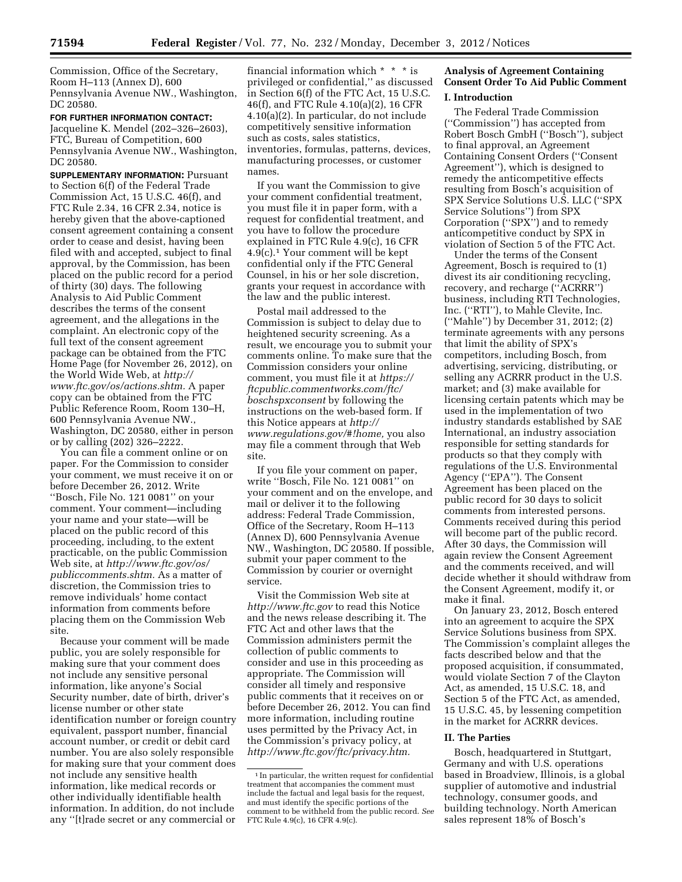Commission, Office of the Secretary, Room H–113 (Annex D), 600 Pennsylvania Avenue NW., Washington, DC 20580.

**FOR FURTHER INFORMATION CONTACT:** Jacqueline K. Mendel (202–326–2603), FTC, Bureau of Competition, 600 Pennsylvania Avenue NW., Washington, DC 20580.

**SUPPLEMENTARY INFORMATION:** Pursuant to Section 6(f) of the Federal Trade Commission Act, 15 U.S.C. 46(f), and FTC Rule 2.34, 16 CFR 2.34, notice is hereby given that the above-captioned consent agreement containing a consent order to cease and desist, having been filed with and accepted, subject to final approval, by the Commission, has been placed on the public record for a period of thirty (30) days. The following Analysis to Aid Public Comment describes the terms of the consent agreement, and the allegations in the complaint. An electronic copy of the full text of the consent agreement package can be obtained from the FTC Home Page (for November 26, 2012), on the World Wide Web, at *http://www.ftc.gov/os/actions.shtm.* A paper copy can be obtained from the FTC Public Reference Room, Room 130–H, 600 Pennsylvania Avenue NW., Washington, DC 20580, either in person or by calling (202) 326–2222.

You can file a comment online or on paper. For the Commission to consider your comment, we must receive it on or before December 26, 2012. Write ''Bosch, File No. 121 0081'' on your comment. Your comment—including your name and your state—will be placed on the public record of this proceeding, including, to the extent practicable, on the public Commission Web site, at *http://www.ftc.gov/os/publiccomments.shtm.* As a matter of discretion, the Commission tries to remove individuals' home contact information from comments before placing them on the Commission Web site.

Because your comment will be made public, you are solely responsible for making sure that your comment does not include any sensitive personal information, like anyone's Social Security number, date of birth, driver's license number or other state identification number or foreign country equivalent, passport number, financial account number, or credit or debit card number. You are also solely responsible for making sure that your comment does not include any sensitive health information, like medical records or other individually identifiable health information. In addition, do not include any ''[t]rade secret or any commercial or financial information which \* \* \* is privileged or confidential,'' as discussed in Section 6(f) of the FTC Act, 15 U.S.C. 46(f), and FTC Rule 4.10(a)(2), 16 CFR 4.10(a)(2). In particular, do not include competitively sensitive information such as costs, sales statistics, inventories, formulas, patterns, devices, manufacturing processes, or customer names.

If you want the Commission to give your comment confidential treatment, you must file it in paper form, with a request for confidential treatment, and you have to follow the procedure explained in FTC Rule 4.9(c), 16 CFR 4.9(c).[1] Your comment will be kept confidential only if the FTC General Counsel, in his or her sole discretion, grants your request in accordance with the law and the public interest.

Postal mail addressed to the Commission is subject to delay due to heightened security screening. As a result, we encourage you to submit your comments online. To make sure that the Commission considers your online comment, you must file it at *https://ftcpublic.commentworks.com/ftc/boschspxconsent* by following the instructions on the web-based form. If this Notice appears at *http://www.regulations.gov/#!home,* you also may file a comment through that Web site.

If you file your comment on paper, write ''Bosch, File No. 121 0081'' on your comment and on the envelope, and mail or deliver it to the following address: Federal Trade Commission, Office of the Secretary, Room H–113 (Annex D), 600 Pennsylvania Avenue NW., Washington, DC 20580. If possible, submit your paper comment to the Commission by courier or overnight service.

Visit the Commission Web site at *http://www.ftc.gov* to read this Notice and the news release describing it. The FTC Act and other laws that the Commission administers permit the collection of public comments to consider and use in this proceeding as appropriate. The Commission will consider all timely and responsive public comments that it receives on or before December 26, 2012. You can find more information, including routine uses permitted by the Privacy Act, in the Commission's privacy policy, at *http://www.ftc.gov/ftc/privacy.htm.*

[1] In particular, the written request for confidential treatment that accompanies the comment must include the factual and legal basis for the request, and must identify the specific portions of the comment to be withheld from the public record. *See* FTC Rule 4.9(c), 16 CFR 4.9(c).

## Analysis of Agreement Containing Consent Order To Aid Public Comment

### I. Introduction

The Federal Trade Commission (''Commission'') has accepted from Robert Bosch GmbH (''Bosch''), subject to final approval, an Agreement Containing Consent Orders (''Consent Agreement''), which is designed to remedy the anticompetitive effects resulting from Bosch's acquisition of SPX Service Solutions U.S. LLC (''SPX Service Solutions'') from SPX Corporation (''SPX'') and to remedy anticompetitive conduct by SPX in violation of Section 5 of the FTC Act.

Under the terms of the Consent Agreement, Bosch is required to (1) divest its air conditioning recycling, recovery, and recharge (''ACRRR'') business, including RTI Technologies, Inc. (''RTI''), to Mahle Clevite, Inc. (''Mahle'') by December 31, 2012; (2) terminate agreements with any persons that limit the ability of SPX's competitors, including Bosch, from advertising, servicing, distributing, or selling any ACRRR product in the U.S. market; and (3) make available for licensing certain patents which may be used in the implementation of two industry standards established by SAE International, an industry association responsible for setting standards for products so that they comply with regulations of the U.S. Environmental Agency (''EPA''). The Consent Agreement has been placed on the public record for 30 days to solicit comments from interested persons. Comments received during this period will become part of the public record. After 30 days, the Commission will again review the Consent Agreement and the comments received, and will decide whether it should withdraw from the Consent Agreement, modify it, or make it final.

On January 23, 2012, Bosch entered into an agreement to acquire the SPX Service Solutions business from SPX. The Commission's complaint alleges the facts described below and that the proposed acquisition, if consummated, would violate Section 7 of the Clayton Act, as amended, 15 U.S.C. 18, and Section 5 of the FTC Act, as amended, 15 U.S.C. 45, by lessening competition in the market for ACRRR devices.

### II. The Parties

Bosch, headquartered in Stuttgart, Germany and with U.S. operations based in Broadview, Illinois, is a global supplier of automotive and industrial technology, consumer goods, and building technology. North American sales represent 18% of Bosch's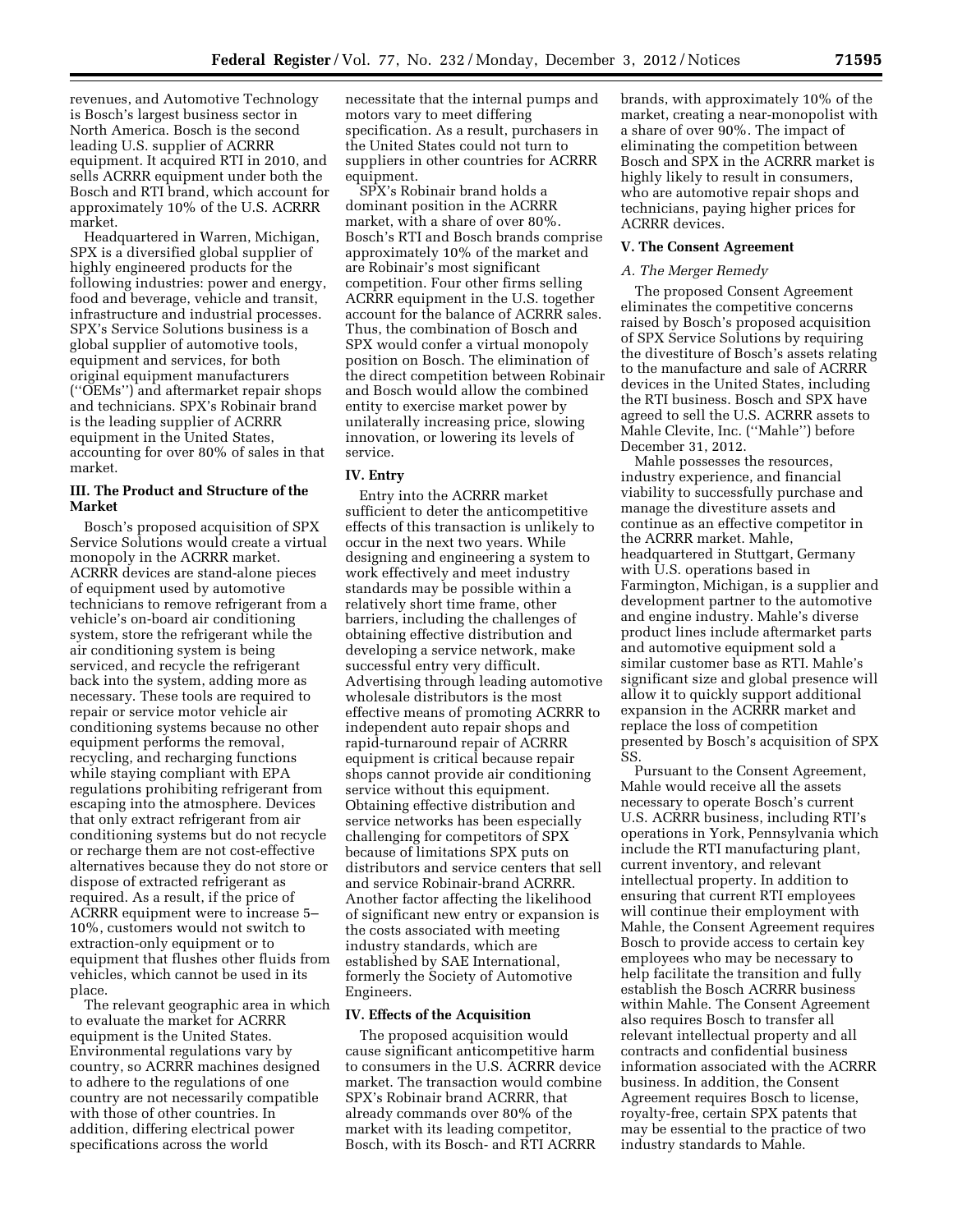revenues, and Automotive Technology is Bosch's largest business sector in North America. Bosch is the second leading U.S. supplier of ACRRR equipment. It acquired RTI in 2010, and sells ACRRR equipment under both the Bosch and RTI brand, which account for approximately 10% of the U.S. ACRRR market.

Headquartered in Warren, Michigan, SPX is a diversified global supplier of highly engineered products for the following industries: power and energy, food and beverage, vehicle and transit, infrastructure and industrial processes. SPX's Service Solutions business is a global supplier of automotive tools, equipment and services, for both original equipment manufacturers (''OEMs'') and aftermarket repair shops and technicians. SPX's Robinair brand is the leading supplier of ACRRR equipment in the United States, accounting for over 80% of sales in that market.

## III. The Product and Structure of the Market

Bosch's proposed acquisition of SPX Service Solutions would create a virtual monopoly in the ACRRR market. ACRRR devices are stand-alone pieces of equipment used by automotive technicians to remove refrigerant from a vehicle's on-board air conditioning system, store the refrigerant while the air conditioning system is being serviced, and recycle the refrigerant back into the system, adding more as necessary. These tools are required to repair or service motor vehicle air conditioning systems because no other equipment performs the removal, recycling, and recharging functions while staying compliant with EPA regulations prohibiting refrigerant from escaping into the atmosphere. Devices that only extract refrigerant from air conditioning systems but do not recycle or recharge them are not cost-effective alternatives because they do not store or dispose of extracted refrigerant as required. As a result, if the price of ACRRR equipment were to increase 5–10%, customers would not switch to extraction-only equipment or to equipment that flushes other fluids from vehicles, which cannot be used in its place.

The relevant geographic area in which to evaluate the market for ACRRR equipment is the United States. Environmental regulations vary by country, so ACRRR machines designed to adhere to the regulations of one country are not necessarily compatible with those of other countries. In addition, differing electrical power specifications across the world necessitate that the internal pumps and motors vary to meet differing specification. As a result, purchasers in the United States could not turn to suppliers in other countries for ACRRR equipment.

SPX's Robinair brand holds a dominant position in the ACRRR market, with a share of over 80%. Bosch's RTI and Bosch brands comprise approximately 10% of the market and are Robinair's most significant competition. Four other firms selling ACRRR equipment in the U.S. together account for the balance of ACRRR sales. Thus, the combination of Bosch and SPX would confer a virtual monopoly position on Bosch. The elimination of the direct competition between Robinair and Bosch would allow the combined entity to exercise market power by unilaterally increasing price, slowing innovation, or lowering its levels of service.

## IV. Entry

Entry into the ACRRR market sufficient to deter the anticompetitive effects of this transaction is unlikely to occur in the next two years. While designing and engineering a system to work effectively and meet industry standards may be possible within a relatively short time frame, other barriers, including the challenges of obtaining effective distribution and developing a service network, make successful entry very difficult. Advertising through leading automotive wholesale distributors is the most effective means of promoting ACRRR to independent auto repair shops and rapid-turnaround repair of ACRRR equipment is critical because repair shops cannot provide air conditioning service without this equipment. Obtaining effective distribution and service networks has been especially challenging for competitors of SPX because of limitations SPX puts on distributors and service centers that sell and service Robinair-brand ACRRR. Another factor affecting the likelihood of significant new entry or expansion is the costs associated with meeting industry standards, which are established by SAE International, formerly the Society of Automotive Engineers.

## IV. Effects of the Acquisition

The proposed acquisition would cause significant anticompetitive harm to consumers in the U.S. ACRRR device market. The transaction would combine SPX's Robinair brand ACRRR, that already commands over 80% of the market with its leading competitor, Bosch, with its Bosch- and RTI ACRRR brands, with approximately 10% of the market, creating a near-monopolist with a share of over 90%. The impact of eliminating the competition between Bosch and SPX in the ACRRR market is highly likely to result in consumers, who are automotive repair shops and technicians, paying higher prices for ACRRR devices.

## V. The Consent Agreement

### *A. The Merger Remedy*

The proposed Consent Agreement eliminates the competitive concerns raised by Bosch's proposed acquisition of SPX Service Solutions by requiring the divestiture of Bosch's assets relating to the manufacture and sale of ACRRR devices in the United States, including the RTI business. Bosch and SPX have agreed to sell the U.S. ACRRR assets to Mahle Clevite, Inc. (''Mahle'') before December 31, 2012.

Mahle possesses the resources, industry experience, and financial viability to successfully purchase and manage the divestiture assets and continue as an effective competitor in the ACRRR market. Mahle, headquartered in Stuttgart, Germany with U.S. operations based in Farmington, Michigan, is a supplier and development partner to the automotive and engine industry. Mahle's diverse product lines include aftermarket parts and automotive equipment sold a similar customer base as RTI. Mahle's significant size and global presence will allow it to quickly support additional expansion in the ACRRR market and replace the loss of competition presented by Bosch's acquisition of SPX SS.

Pursuant to the Consent Agreement, Mahle would receive all the assets necessary to operate Bosch's current U.S. ACRRR business, including RTI's operations in York, Pennsylvania which include the RTI manufacturing plant, current inventory, and relevant intellectual property. In addition to ensuring that current RTI employees will continue their employment with Mahle, the Consent Agreement requires Bosch to provide access to certain key employees who may be necessary to help facilitate the transition and fully establish the Bosch ACRRR business within Mahle. The Consent Agreement also requires Bosch to transfer all relevant intellectual property and all contracts and confidential business information associated with the ACRRR business. In addition, the Consent Agreement requires Bosch to license, royalty-free, certain SPX patents that may be essential to the practice of two industry standards to Mahle.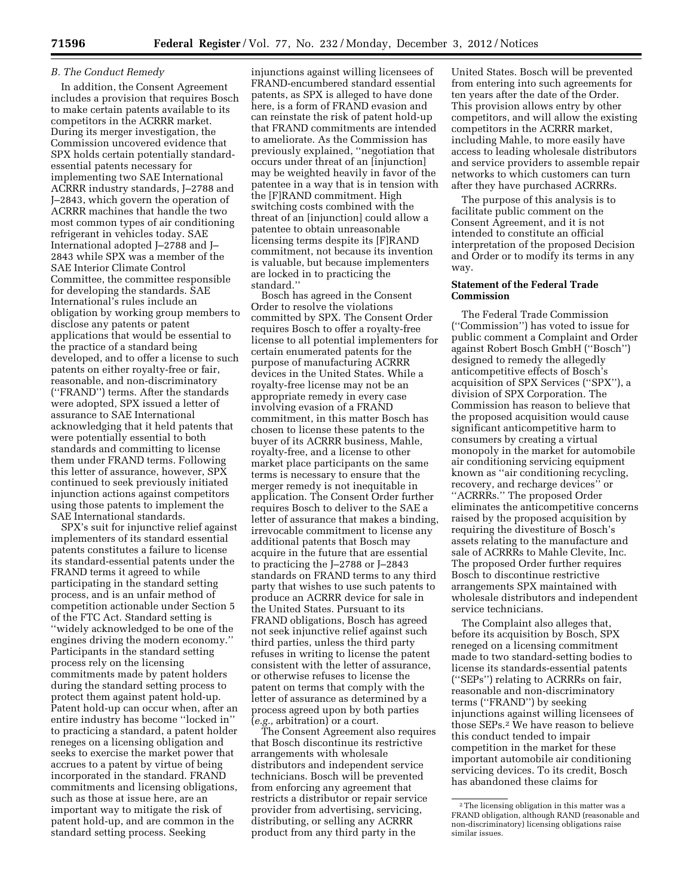*B. The Conduct Remedy*

In addition, the Consent Agreement includes a provision that requires Bosch to make certain patents available to its competitors in the ACRRR market. During its merger investigation, the Commission uncovered evidence that SPX holds certain potentially standard-essential patents necessary for implementing two SAE International ACRRR industry standards, J–2788 and J–2843, which govern the operation of ACRRR machines that handle the two most common types of air conditioning refrigerant in vehicles today. SAE International adopted J–2788 and J–2843 while SPX was a member of the SAE Interior Climate Control Committee, the committee responsible for developing the standards. SAE International's rules include an obligation by working group members to disclose any patents or patent applications that would be essential to the practice of a standard being developed, and to offer a license to such patents on either royalty-free or fair, reasonable, and non-discriminatory (''FRAND'') terms. After the standards were adopted, SPX issued a letter of assurance to SAE International acknowledging that it held patents that were potentially essential to both standards and committing to license them under FRAND terms. Following this letter of assurance, however, SPX continued to seek previously initiated injunction actions against competitors using those patents to implement the SAE International standards.

SPX's suit for injunctive relief against implementers of its standard essential patents constitutes a failure to license its standard-essential patents under the FRAND terms it agreed to while participating in the standard setting process, and is an unfair method of competition actionable under Section 5 of the FTC Act. Standard setting is ''widely acknowledged to be one of the engines driving the modern economy.'' Participants in the standard setting process rely on the licensing commitments made by patent holders during the standard setting process to protect them against patent hold-up. Patent hold-up can occur when, after an entire industry has become ''locked in'' to practicing a standard, a patent holder reneges on a licensing obligation and seeks to exercise the market power that accrues to a patent by virtue of being incorporated in the standard. FRAND commitments and licensing obligations, such as those at issue here, are an important way to mitigate the risk of patent hold-up, and are common in the standard setting process. Seeking injunctions against willing licensees of FRAND-encumbered standard essential patents, as SPX is alleged to have done here, is a form of FRAND evasion and can reinstate the risk of patent hold-up that FRAND commitments are intended to ameliorate. As the Commission has previously explained, ''negotiation that occurs under threat of an [injunction] may be weighted heavily in favor of the patentee in a way that is in tension with the [F]RAND commitment. High switching costs combined with the threat of an [injunction] could allow a patentee to obtain unreasonable licensing terms despite its [F]RAND commitment, not because its invention is valuable, but because implementers are locked in to practicing the standard.''

Bosch has agreed in the Consent Order to resolve the violations committed by SPX. The Consent Order requires Bosch to offer a royalty-free license to all potential implementers for certain enumerated patents for the purpose of manufacturing ACRRR devices in the United States. While a royalty-free license may not be an appropriate remedy in every case involving evasion of a FRAND commitment, in this matter Bosch has chosen to license these patents to the buyer of its ACRRR business, Mahle, royalty-free, and a license to other market place participants on the same terms is necessary to ensure that the merger remedy is not inequitable in application. The Consent Order further requires Bosch to deliver to the SAE a letter of assurance that makes a binding, irrevocable commitment to license any additional patents that Bosch may acquire in the future that are essential to practicing the J–2788 or J–2843 standards on FRAND terms to any third party that wishes to use such patents to produce an ACRRR device for sale in the United States. Pursuant to its FRAND obligations, Bosch has agreed not seek injunctive relief against such third parties, unless the third party refuses in writing to license the patent consistent with the letter of assurance, or otherwise refuses to license the patent on terms that comply with the letter of assurance as determined by a process agreed upon by both parties (*e.g.,* arbitration) or a court.

The Consent Agreement also requires that Bosch discontinue its restrictive arrangements with wholesale distributors and independent service technicians. Bosch will be prevented from enforcing any agreement that restricts a distributor or repair service provider from advertising, servicing, distributing, or selling any ACRRR product from any third party in the United States. Bosch will be prevented from entering into such agreements for ten years after the date of the Order. This provision allows entry by other competitors, and will allow the existing competitors in the ACRRR market, including Mahle, to more easily have access to leading wholesale distributors and service providers to assemble repair networks to which customers can turn after they have purchased ACRRRs.

The purpose of this analysis is to facilitate public comment on the Consent Agreement, and it is not intended to constitute an official interpretation of the proposed Decision and Order or to modify its terms in any way.

**Statement of the Federal Trade Commission**

The Federal Trade Commission (''Commission'') has voted to issue for public comment a Complaint and Order against Robert Bosch GmbH (''Bosch'') designed to remedy the allegedly anticompetitive effects of Bosch's acquisition of SPX Services (''SPX''), a division of SPX Corporation. The Commission has reason to believe that the proposed acquisition would cause significant anticompetitive harm to consumers by creating a virtual monopoly in the market for automobile air conditioning servicing equipment known as ''air conditioning recycling, recovery, and recharge devices'' or ''ACRRRs.'' The proposed Order eliminates the anticompetitive concerns raised by the proposed acquisition by requiring the divestiture of Bosch's assets relating to the manufacture and sale of ACRRRs to Mahle Clevite, Inc. The proposed Order further requires Bosch to discontinue restrictive arrangements SPX maintained with wholesale distributors and independent service technicians.

The Complaint also alleges that, before its acquisition by Bosch, SPX reneged on a licensing commitment made to two standard-setting bodies to license its standards-essential patents (''SEPs'') relating to ACRRRs on fair, reasonable and non-discriminatory terms (''FRAND'') by seeking injunctions against willing licensees of those SEPs.[2] We have reason to believe this conduct tended to impair competition in the market for these important automobile air conditioning servicing devices. To its credit, Bosch has abandoned these claims for

[2] The licensing obligation in this matter was a FRAND obligation, although RAND (reasonable and non-discriminatory) licensing obligations raise similar issues.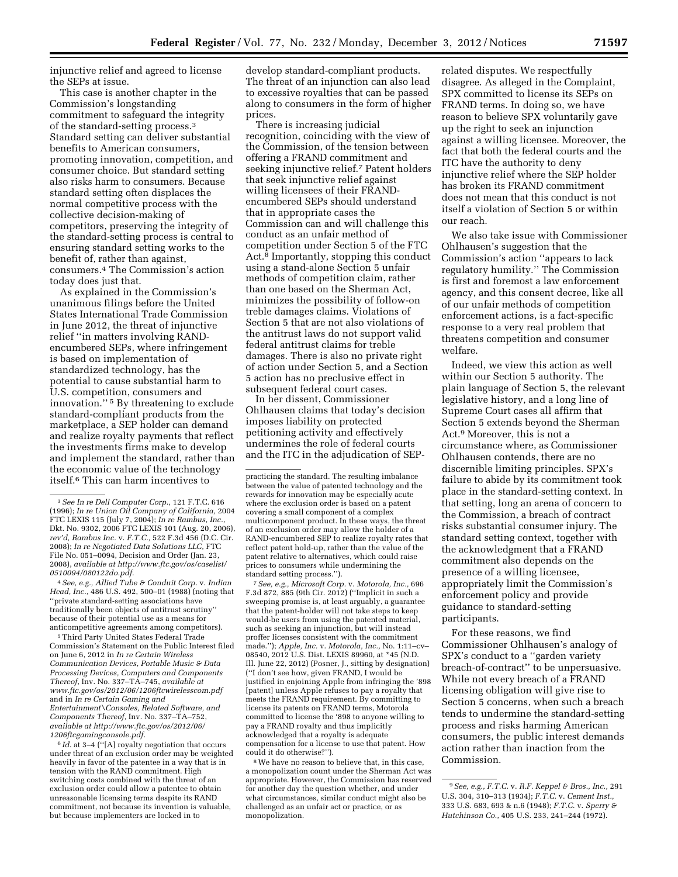injunctive relief and agreed to license the SEPs at issue.

This case is another chapter in the Commission's longstanding commitment to safeguard the integrity of the standard-setting process.[3] Standard setting can deliver substantial benefits to American consumers, promoting innovation, competition, and consumer choice. But standard setting also risks harm to consumers. Because standard setting often displaces the normal competitive process with the collective decision-making of competitors, preserving the integrity of the standard-setting process is central to ensuring standard setting works to the benefit of, rather than against, consumers.[4] The Commission's action today does just that.

As explained in the Commission's unanimous filings before the United States International Trade Commission in June 2012, the threat of injunctive relief ''in matters involving RAND-encumbered SEPs, where infringement is based on implementation of standardized technology, has the potential to cause substantial harm to U.S. competition, consumers and innovation.''[5] By threatening to exclude standard-compliant products from the marketplace, a SEP holder can demand and realize royalty payments that reflect the investments firms make to develop and implement the standard, rather than the economic value of the technology itself.[6] This can harm incentives to develop standard-compliant products. The threat of an injunction can also lead to excessive royalties that can be passed along to consumers in the form of higher prices.

There is increasing judicial recognition, coinciding with the view of the Commission, of the tension between offering a FRAND commitment and seeking injunctive relief.[7] Patent holders that seek injunctive relief against willing licensees of their FRAND-encumbered SEPs should understand that in appropriate cases the Commission can and will challenge this conduct as an unfair method of competition under Section 5 of the FTC Act.[8] Importantly, stopping this conduct using a stand-alone Section 5 unfair methods of competition claim, rather than one based on the Sherman Act, minimizes the possibility of follow-on treble damages claims. Violations of Section 5 that are not also violations of the antitrust laws do not support valid federal antitrust claims for treble damages. There is also no private right of action under Section 5, and a Section 5 action has no preclusive effect in subsequent federal court cases.

In her dissent, Commissioner Ohlhausen claims that today's decision imposes liability on protected petitioning activity and effectively undermines the role of federal courts and the ITC in the adjudication of SEP-related disputes. We respectfully disagree. As alleged in the Complaint, SPX committed to license its SEPs on FRAND terms. In doing so, we have reason to believe SPX voluntarily gave up the right to seek an injunction against a willing licensee. Moreover, the fact that both the federal courts and the ITC have the authority to deny injunctive relief where the SEP holder has broken its FRAND commitment does not mean that this conduct is not itself a violation of Section 5 or within our reach.

We also take issue with Commissioner Ohlhausen's suggestion that the Commission's action ''appears to lack regulatory humility.'' The Commission is first and foremost a law enforcement agency, and this consent decree, like all of our unfair methods of competition enforcement actions, is a fact-specific response to a very real problem that threatens competition and consumer welfare.

Indeed, we view this action as well within our Section 5 authority. The plain language of Section 5, the relevant legislative history, and a long line of Supreme Court cases all affirm that Section 5 extends beyond the Sherman Act.[9] Moreover, this is not a circumstance where, as Commissioner Ohlhausen contends, there are no discernible limiting principles. SPX's failure to abide by its commitment took place in the standard-setting context. In that setting, long an arena of concern to the Commission, a breach of contract risks substantial consumer injury. The standard setting context, together with the acknowledgment that a FRAND commitment also depends on the presence of a willing licensee, appropriately limit the Commission's enforcement policy and provide guidance to standard-setting participants.

For these reasons, we find Commissioner Ohlhausen's analogy of SPX's conduct to a ''garden variety breach-of-contract'' to be unpersuasive. While not every breach of a FRAND licensing obligation will give rise to Section 5 concerns, when such a breach tends to undermine the standard-setting process and risks harming American consumers, the public interest demands action rather than inaction from the Commission.

---

[3] *See In re Dell Computer Corp.,* 121 F.T.C. 616 (1996); *In re Union Oil Company of California,* 2004 FTC LEXIS 115 (July 7, 2004); *In re Rambus, Inc.,* Dkt. No. 9302, 2006 FTC LEXIS 101 (Aug. 20, 2006), *rev'd, Rambus Inc.* v. *F.T.C.,* 522 F.3d 456 (D.C. Cir. 2008); *In re Negotiated Data Solutions LLC,* FTC File No. 051–0094, Decision and Order (Jan. 23, 2008), *available at http://www.ftc.gov/os/caselist/0510094/080122do.pdf.*

[4] *See, e.g., Allied Tube & Conduit Corp.* v. *Indian Head, Inc.,* 486 U.S. 492, 500–01 (1988) (noting that ''private standard-setting associations have traditionally been objects of antitrust scrutiny'' because of their potential use as a means for anticompetitive agreements among competitors).

[5] Third Party United States Federal Trade Commission's Statement on the Public Interest filed on June 6, 2012 in *In re Certain Wireless Communication Devices, Portable Music & Data Processing Devices, Computers and Components Thereof,* Inv. No. 337–TA–745, *available at www.ftc.gov/os/2012/06/1206ftcwirelesscom.pdf* and in *In re Certain Gaming and Entertainment\Consoles, Related Software, and Components Thereof,* Inv. No. 337–TA–752, *available at http://www.ftc.gov/os/2012/06/1206ftcgamingconsole.pdf.*

[6] *Id.* at 3–4 (''[A] royalty negotiation that occurs under threat of an exclusion order may be weighted heavily in favor of the patentee in a way that is in tension with the RAND commitment. High switching costs combined with the threat of an exclusion order could allow a patentee to obtain unreasonable licensing terms despite its RAND commitment, not because its invention is valuable, but because implementers are locked in to practicing the standard. The resulting imbalance between the value of patented technology and the rewards for innovation may be especially acute where the exclusion order is based on a patent covering a small component of a complex multicomponent product. In these ways, the threat of an exclusion order may allow the holder of a RAND-encumbered SEP to realize royalty rates that reflect patent hold-up, rather than the value of the patent relative to alternatives, which could raise prices to consumers while undermining the standard setting process.'').

[7] *See, e.g., Microsoft Corp.* v. *Motorola, Inc.,* 696 F.3d 872, 885 (9th Cir. 2012) (''Implicit in such a sweeping promise is, at least arguably, a guarantee that the patent-holder will not take steps to keep would-be users from using the patented material, such as seeking an injunction, but will instead proffer licenses consistent with the commitment made.''); *Apple, Inc.* v. *Motorola, Inc.,* No. 1:11–cv–08540, 2012 U.S. Dist. LEXIS 89960, at *45 (N.D. Ill. June 22, 2012) (Posner, J., sitting by designation) (''I don't see how, given FRAND, I would be justified in enjoining Apple from infringing the '898 [patent] unless Apple refuses to pay a royalty that meets the FRAND requirement. By committing to license its patents on FRAND terms, Motorola committed to license the '898 to anyone willing to pay a FRAND royalty and thus implicitly acknowledged that a royalty is adequate compensation for a license to use that patent. How could it do otherwise?'').

[8] We have no reason to believe that, in this case, a monopolization count under the Sherman Act was appropriate. However, the Commission has reserved for another day the question whether, and under what circumstances, similar conduct might also be challenged as an unfair act or practice, or as monopolization.

[9] *See, e.g., F.T.C.* v. *R.F. Keppel & Bros., Inc.,* 291 U.S. 304, 310–313 (1934); *F.T.C.* v. *Cement Inst.,* 333 U.S. 683, 693 & n.6 (1948); *F.T.C.* v. *Sperry & Hutchinson Co.,* 405 U.S. 233, 241–244 (1972).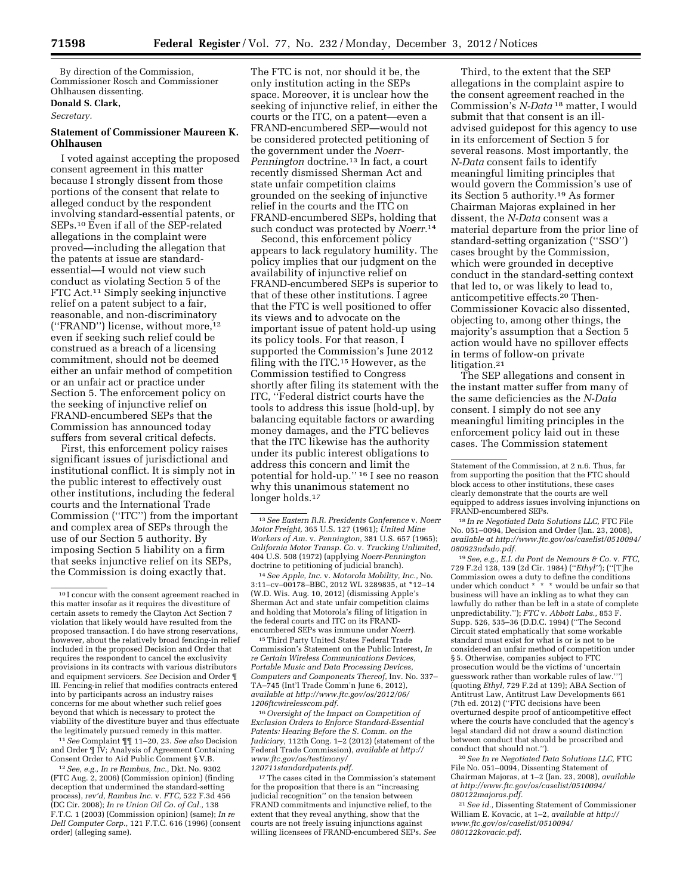By direction of the Commission, Commissioner Rosch and Commissioner Ohlhausen dissenting.

**Donald S. Clark,**

*Secretary.*

## Statement of Commissioner Maureen K. Ohlhausen

I voted against accepting the proposed consent agreement in this matter because I strongly dissent from those portions of the consent that relate to alleged conduct by the respondent involving standard-essential patents, or SEPs.[10] Even if all of the SEP-related allegations in the complaint were proved—including the allegation that the patents at issue are standard-essential—I would not view such conduct as violating Section 5 of the FTC Act.[11] Simply seeking injunctive relief on a patent subject to a fair, reasonable, and non-discriminatory (''FRAND'') license, without more,[12] even if seeking such relief could be construed as a breach of a licensing commitment, should not be deemed either an unfair method of competition or an unfair act or practice under Section 5. The enforcement policy on the seeking of injunctive relief on FRAND-encumbered SEPs that the Commission has announced today suffers from several critical defects.

First, this enforcement policy raises significant issues of jurisdictional and institutional conflict. It is simply not in the public interest to effectively oust other institutions, including the federal courts and the International Trade Commission (''ITC'') from the important and complex area of SEPs through the use of our Section 5 authority. By imposing Section 5 liability on a firm that seeks injunctive relief on its SEPs, the Commission is doing exactly that. The FTC is not, nor should it be, the only institution acting in the SEPs space. Moreover, it is unclear how the seeking of injunctive relief, in either the courts or the ITC, on a patent—even a FRAND-encumbered SEP—would not be considered protected petitioning of the government under the *Noerr-Pennington* doctrine.[13] In fact, a court recently dismissed Sherman Act and state unfair competition claims grounded on the seeking of injunctive relief in the courts and the ITC on FRAND-encumbered SEPs, holding that such conduct was protected by *Noerr*.[14]

Second, this enforcement policy appears to lack regulatory humility. The policy implies that our judgment on the availability of injunctive relief on FRAND-encumbered SEPs is superior to that of these other institutions. I agree that the FTC is well positioned to offer its views and to advocate on the important issue of patent hold-up using its policy tools. For that reason, I supported the Commission's June 2012 filing with the ITC.[15] However, as the Commission testified to Congress shortly after filing its statement with the ITC, ''Federal district courts have the tools to address this issue [hold-up], by balancing equitable factors or awarding money damages, and the FTC believes that the ITC likewise has the authority under its public interest obligations to address this concern and limit the potential for hold-up.'' [16] I see no reason why this unanimous statement no longer holds.[17]

Third, to the extent that the SEP allegations in the complaint aspire to the consent agreement reached in the Commission's *N-Data* [18] matter, I would submit that that consent is an ill-advised guidepost for this agency to use in its enforcement of Section 5 for several reasons. Most importantly, the *N-Data* consent fails to identify meaningful limiting principles that would govern the Commission's use of its Section 5 authority.[19] As former Chairman Majoras explained in her dissent, the *N-Data* consent was a material departure from the prior line of standard-setting organization (''SSO'') cases brought by the Commission, which were grounded in deceptive conduct in the standard-setting context that led to, or was likely to lead to, anticompetitive effects.[20] Then-Commissioner Kovacic also dissented, objecting to, among other things, the majority's assumption that a Section 5 action would have no spillover effects in terms of follow-on private litigation.[21]

The SEP allegations and consent in the instant matter suffer from many of the same deficiencies as the *N-Data* consent. I simply do not see any meaningful limiting principles in the enforcement policy laid out in these cases. The Commission statement

---

[10] I concur with the consent agreement reached in this matter insofar as it requires the divestiture of certain assets to remedy the Clayton Act Section 7 violation that likely would have resulted from the proposed transaction. I do have strong reservations, however, about the relatively broad fencing-in relief included in the proposed Decision and Order that requires the respondent to cancel the exclusivity provisions in its contracts with various distributors and equipment servicers. *See* Decision and Order ¶ III. Fencing-in relief that modifies contracts entered into by participants across an industry raises concerns for me about whether such relief goes beyond that which is necessary to protect the viability of the divestiture buyer and thus effectuate the legitimately pursued remedy in this matter.

[11] *See* Complaint ¶¶ 11–20, 23. *See also* Decision and Order ¶ IV; Analysis of Agreement Containing Consent Order to Aid Public Comment § V.B.

[12] *See, e.g., In re Rambus, Inc.,* Dkt. No. 9302 (FTC Aug. 2, 2006) (Commission opinion) (finding deception that undermined the standard-setting process), *rev'd, Rambus Inc.* v. *FTC,* 522 F.3d 456 (DC Cir. 2008); *In re Union Oil Co. of Cal.,* 138 F.T.C. 1 (2003) (Commission opinion) (same); *In re Dell Computer Corp.,* 121 F.T.C. 616 (1996) (consent order) (alleging same).

[13] *See Eastern R.R. Presidents Conference* v. *Noerr Motor Freight,* 365 U.S. 127 (1961); *United Mine Workers of Am.* v. *Pennington,* 381 U.S. 657 (1965); *California Motor Transp. Co.* v. *Trucking Unlimited,* 404 U.S. 508 (1972) (applying *Noerr-Pennington* doctrine to petitioning of judicial branch).

[14] *See Apple, Inc.* v. *Motorola Mobility, Inc.,* No. 3:11–cv–00178–BBC, 2012 WL 3289835, at *12–14 (W.D. Wis. Aug. 10, 2012) (dismissing Apple's Sherman Act and state unfair competition claims and holding that Motorola's filing of litigation in the federal courts and ITC on its FRAND-encumbered SEPs was immune under *Noerr*).

[15] Third Party United States Federal Trade Commission's Statement on the Public Interest, *In re Certain Wireless Communications Devices, Portable Music and Data Processing Devices, Computers and Components Thereof,* Inv. No. 337–TA–745 (Int'l Trade Comm'n June 6, 2012), *available at http://www.ftc.gov/os/2012/06/1206ftcwirelesscom.pdf.*

[16] *Oversight of the Impact on Competition of Exclusion Orders to Enforce Standard-Essential Patents: Hearing Before the S. Comm. on the Judiciary,* 112th Cong. 1–2 (2012) (statement of the Federal Trade Commission), *available at http://www.ftc.gov/os/testimony/120711standardpatents.pdf.*

[17] The cases cited in the Commission's statement for the proposition that there is an ''increasing judicial recognition'' on the tension between FRAND commitments and injunctive relief, to the extent that they reveal anything, show that the courts are not freely issuing injunctions against willing licensees of FRAND-encumbered SEPs. *See* Statement of the Commission, at 2 n.6. Thus, far from supporting the position that the FTC should block access to other institutions, these cases clearly demonstrate that the courts are well equipped to address issues involving injunctions on FRAND-encumbered SEPs.

[18] *In re Negotiated Data Solutions LLC,* FTC File No. 051–0094, Decision and Order (Jan. 23, 2008), *available at http://www.ftc.gov/os/caselist/0510094/080923ndsdo.pdf.*

[19] *See, e.g., E.I. du Pont de Nemours & Co.* v. *FTC,* 729 F.2d 128, 139 (2d Cir. 1984) (''*Ethyl*''); (''[T]he Commission owes a duty to define the conditions under which conduct * * * would be unfair so that business will have an inkling as to what they can lawfully do rather than be left in a state of complete unpredictability.''); *FTC* v. *Abbott Labs.,* 853 F. Supp. 526, 535–36 (D.D.C. 1994) (''The Second Circuit stated emphatically that some workable standard must exist for what is or is not to be considered an unfair method of competition under § 5. Otherwise, companies subject to FTC prosecution would be the victims of 'uncertain guesswork rather than workable rules of law.''') (quoting *Ethyl,* 729 F.2d at 139); ABA Section of Antitrust Law, Antitrust Law Developments 661 (7th ed. 2012) (''FTC decisions have been overturned despite proof of anticompetitive effect where the courts have concluded that the agency's legal standard did not draw a sound distinction between conduct that should be proscribed and conduct that should not.'').

[20] *See In re Negotiated Data Solutions LLC,* FTC File No. 051–0094, Dissenting Statement of Chairman Majoras, at 1–2 (Jan. 23, 2008), *available at http://www.ftc.gov/os/caselist/0510094/080122majoras.pdf.*

[21] *See id.,* Dissenting Statement of Commissioner William E. Kovacic, at 1–2, *available at http://www.ftc.gov/os/caselist/0510094/080122kovacic.pdf.*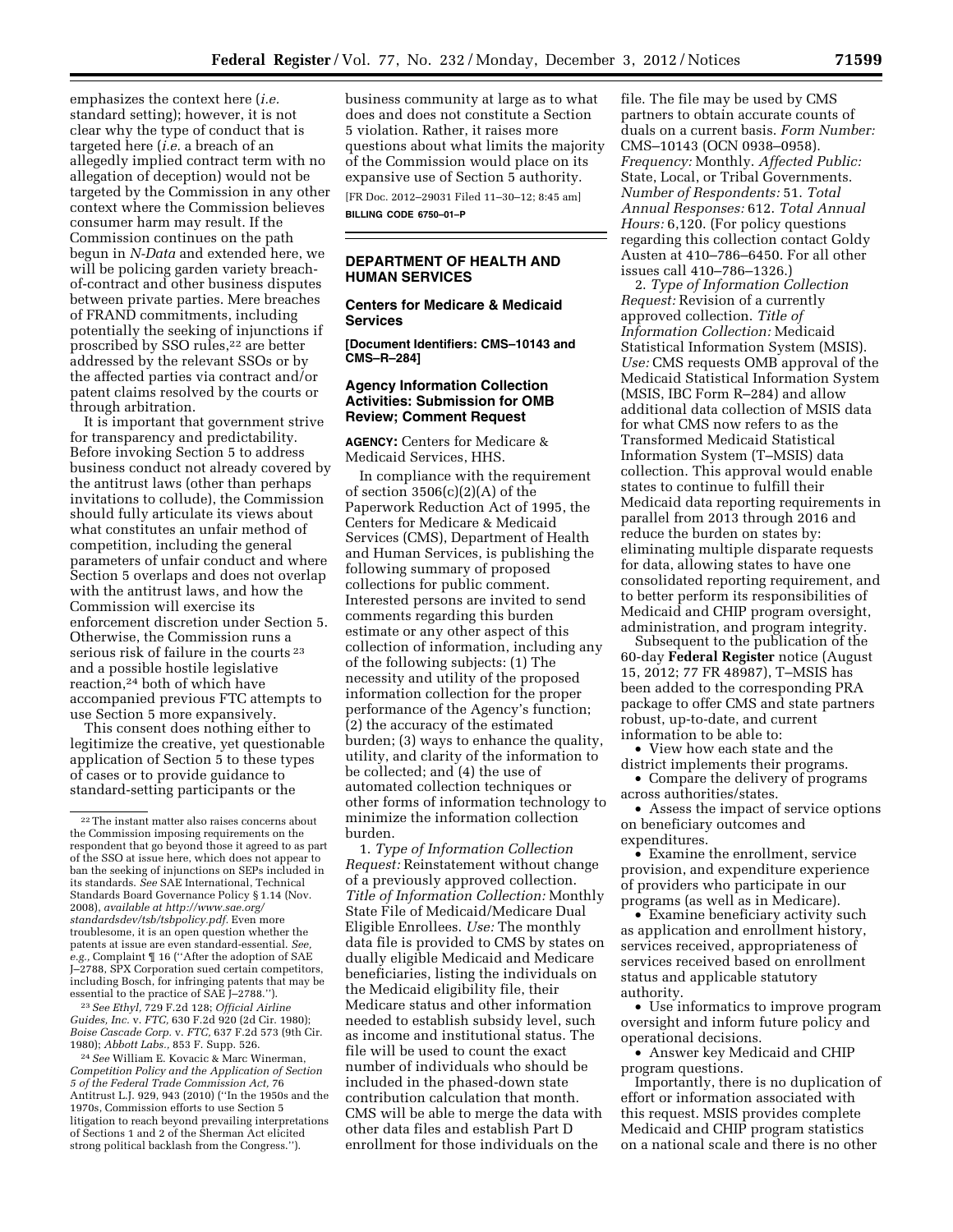emphasizes the context here (*i.e.* standard setting); however, it is not clear why the type of conduct that is targeted here (*i.e.* a breach of an allegedly implied contract term with no allegation of deception) would not be targeted by the Commission in any other context where the Commission believes consumer harm may result. If the Commission continues on the path begun in *N-Data* and extended here, we will be policing garden variety breach-of-contract and other business disputes between private parties. Mere breaches of FRAND commitments, including potentially the seeking of injunctions if proscribed by SSO rules,[22] are better addressed by the relevant SSOs or by the affected parties via contract and/or patent claims resolved by the courts or through arbitration.

It is important that government strive for transparency and predictability. Before invoking Section 5 to address business conduct not already covered by the antitrust laws (other than perhaps invitations to collude), the Commission should fully articulate its views about what constitutes an unfair method of competition, including the general parameters of unfair conduct and where Section 5 overlaps and does not overlap with the antitrust laws, and how the Commission will exercise its enforcement discretion under Section 5. Otherwise, the Commission runs a serious risk of failure in the courts[23] and a possible hostile legislative reaction,[24] both of which have accompanied previous FTC attempts to use Section 5 more expansively.

This consent does nothing either to legitimize the creative, yet questionable application of Section 5 to these types of cases or to provide guidance to standard-setting participants or the business community at large as to what does and does not constitute a Section 5 violation. Rather, it raises more questions about what limits the majority of the Commission would place on its expansive use of Section 5 authority.

[22] The instant matter also raises concerns about the Commission imposing requirements on the respondent that go beyond those it agreed to as part of the SSO at issue here, which does not appear to ban the seeking of injunctions on SEPs included in its standards. *See* SAE International, Technical Standards Board Governance Policy § 1.14 (Nov. 2008), *available at http://www.sae.org/standardsdev/tsb/tsbpolicy.pdf.* Even more troublesome, it is an open question whether the patents at issue are even standard-essential. *See, e.g.,* Complaint ¶ 16 (''After the adoption of SAE J–2788, SPX Corporation sued certain competitors, including Bosch, for infringing patents that may be essential to the practice of SAE J–2788.'').

[23] *See Ethyl,* 729 F.2d 128; *Official Airline Guides, Inc.* v. *FTC,* 630 F.2d 920 (2d Cir. 1980); *Boise Cascade Corp.* v. *FTC,* 637 F.2d 573 (9th Cir. 1980); *Abbott Labs.,* 853 F. Supp. 526.

[24] *See* William E. Kovacic & Marc Winerman, *Competition Policy and the Application of Section 5 of the Federal Trade Commission Act,* 76 Antitrust L.J. 929, 943 (2010) (''In the 1950s and the 1970s, Commission efforts to use Section 5 litigation to reach beyond prevailing interpretations of Sections 1 and 2 of the Sherman Act elicited strong political backlash from the Congress.'').

[FR Doc. 2012–29031 Filed 11–30–12; 8:45 am]

**BILLING CODE 6750–01–P**

## DEPARTMENT OF HEALTH AND HUMAN SERVICES

### Centers for Medicare & Medicaid Services

**[Document Identifiers: CMS–10143 and CMS–R–284]**

### Agency Information Collection Activities: Submission for OMB Review; Comment Request

**AGENCY:** Centers for Medicare & Medicaid Services, HHS.

In compliance with the requirement of section 3506(c)(2)(A) of the Paperwork Reduction Act of 1995, the Centers for Medicare & Medicaid Services (CMS), Department of Health and Human Services, is publishing the following summary of proposed collections for public comment. Interested persons are invited to send comments regarding this burden estimate or any other aspect of this collection of information, including any of the following subjects: (1) The necessity and utility of the proposed information collection for the proper performance of the Agency's function; (2) the accuracy of the estimated burden; (3) ways to enhance the quality, utility, and clarity of the information to be collected; and (4) the use of automated collection techniques or other forms of information technology to minimize the information collection burden.

1. *Type of Information Collection Request:* Reinstatement without change of a previously approved collection. *Title of Information Collection:* Monthly State File of Medicaid/Medicare Dual Eligible Enrollees. *Use:* The monthly data file is provided to CMS by states on dually eligible Medicaid and Medicare beneficiaries, listing the individuals on the Medicaid eligibility file, their Medicare status and other information needed to establish subsidy level, such as income and institutional status. The file will be used to count the exact number of individuals who should be included in the phased-down state contribution calculation that month. CMS will be able to merge the data with other data files and establish Part D enrollment for those individuals on the file. The file may be used by CMS partners to obtain accurate counts of duals on a current basis. *Form Number:* CMS–10143 (OCN 0938–0958). *Frequency:* Monthly. *Affected Public:* State, Local, or Tribal Governments. *Number of Respondents:* 51. *Total Annual Responses:* 612. *Total Annual Hours:* 6,120. (For policy questions regarding this collection contact Goldy Austen at 410–786–6450. For all other issues call 410–786–1326.)

2. *Type of Information Collection Request:* Revision of a currently approved collection. *Title of Information Collection:* Medicaid Statistical Information System (MSIS). *Use:* CMS requests OMB approval of the Medicaid Statistical Information System (MSIS, IBC Form R–284) and allow additional data collection of MSIS data for what CMS now refers to as the Transformed Medicaid Statistical Information System (T–MSIS) data collection. This approval would enable states to continue to fulfill their Medicaid data reporting requirements in parallel from 2013 through 2016 and reduce the burden on states by: eliminating multiple disparate requests for data, allowing states to have one consolidated reporting requirement, and to better perform its responsibilities of Medicaid and CHIP program oversight, administration, and program integrity.

Subsequent to the publication of the 60-day **Federal Register** notice (August 15, 2012; 77 FR 48987), T–MSIS has been added to the corresponding PRA package to offer CMS and state partners robust, up-to-date, and current information to be able to:

- View how each state and the district implements their programs.
- Compare the delivery of programs across authorities/states.
- Assess the impact of service options on beneficiary outcomes and expenditures.
- Examine the enrollment, service provision, and expenditure experience of providers who participate in our programs (as well as in Medicare).
- Examine beneficiary activity such as application and enrollment history, services received, appropriateness of services received based on enrollment status and applicable statutory authority.
- Use informatics to improve program oversight and inform future policy and operational decisions.
- Answer key Medicaid and CHIP program questions.

Importantly, there is no duplication of effort or information associated with this request. MSIS provides complete Medicaid and CHIP program statistics on a national scale and there is no other